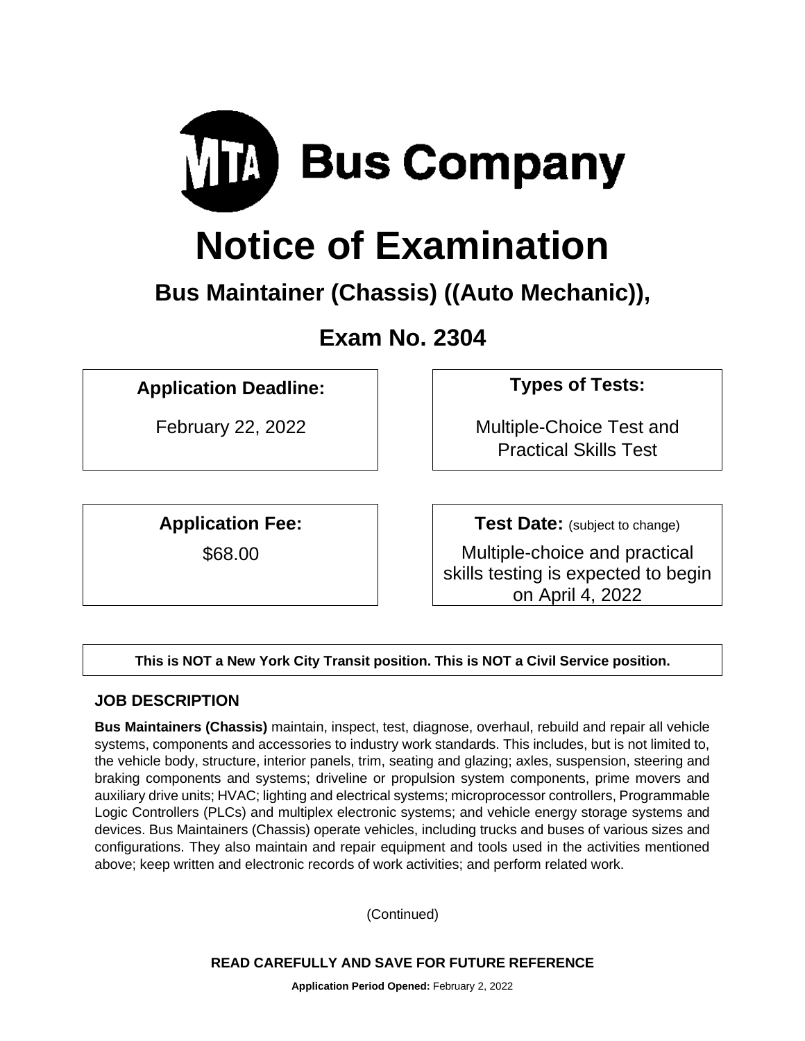MTA Bus Company

# Notice of Examination

## Bus Maintainer (Chassis) ((Auto Mechanic)),

## Exam No. 2304

**Application Deadline:**

February 22, 2022

**Types of Tests:**

Multiple-Choice Test and Practical Skills Test

**Application Fee:**

$68.00

**Test Date:** (subject to change)

Multiple-choice and practical skills testing is expected to begin on April 4, 2022

**This is NOT a New York City Transit position. This is NOT a Civil Service position.**

### JOB DESCRIPTION

**Bus Maintainers (Chassis)** maintain, inspect, test, diagnose, overhaul, rebuild and repair all vehicle systems, components and accessories to industry work standards. This includes, but is not limited to, the vehicle body, structure, interior panels, trim, seating and glazing; axles, suspension, steering and braking components and systems; driveline or propulsion system components, prime movers and auxiliary drive units; HVAC; lighting and electrical systems; microprocessor controllers, Programmable Logic Controllers (PLCs) and multiplex electronic systems; and vehicle energy storage systems and devices. Bus Maintainers (Chassis) operate vehicles, including trucks and buses of various sizes and configurations. They also maintain and repair equipment and tools used in the activities mentioned above; keep written and electronic records of work activities; and perform related work.

(Continued)

**READ CAREFULLY AND SAVE FOR FUTURE REFERENCE**

**Application Period Opened:** February 2, 2022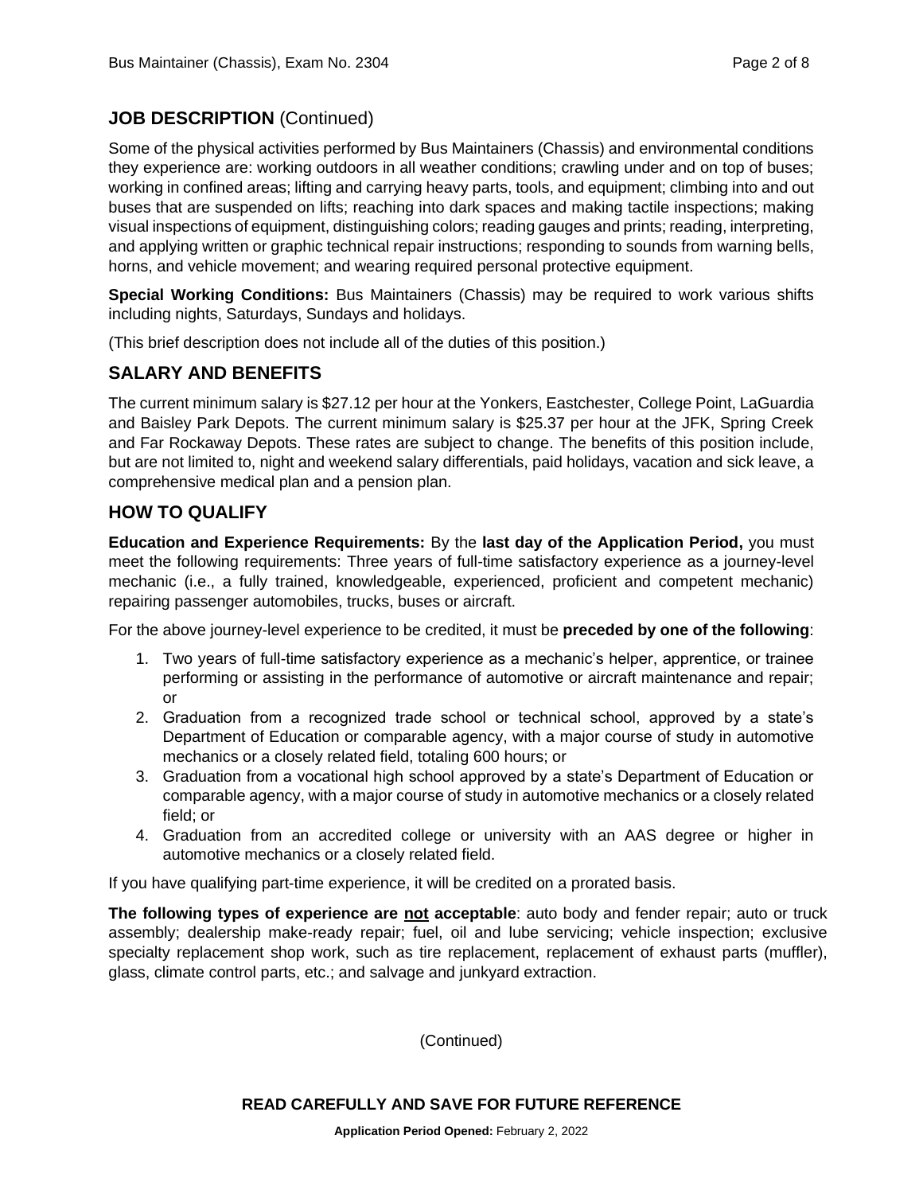## JOB DESCRIPTION (Continued)

Some of the physical activities performed by Bus Maintainers (Chassis) and environmental conditions they experience are: working outdoors in all weather conditions; crawling under and on top of buses; working in confined areas; lifting and carrying heavy parts, tools, and equipment; climbing into and out buses that are suspended on lifts; reaching into dark spaces and making tactile inspections; making visual inspections of equipment, distinguishing colors; reading gauges and prints; reading, interpreting, and applying written or graphic technical repair instructions; responding to sounds from warning bells, horns, and vehicle movement; and wearing required personal protective equipment.

**Special Working Conditions:** Bus Maintainers (Chassis) may be required to work various shifts including nights, Saturdays, Sundays and holidays.

(This brief description does not include all of the duties of this position.)

## SALARY AND BENEFITS

The current minimum salary is $27.12 per hour at the Yonkers, Eastchester, College Point, LaGuardia and Baisley Park Depots. The current minimum salary is $25.37 per hour at the JFK, Spring Creek and Far Rockaway Depots. These rates are subject to change. The benefits of this position include, but are not limited to, night and weekend salary differentials, paid holidays, vacation and sick leave, a comprehensive medical plan and a pension plan.

## HOW TO QUALIFY

**Education and Experience Requirements:** By the **last day of the Application Period,** you must meet the following requirements: Three years of full-time satisfactory experience as a journey-level mechanic (i.e., a fully trained, knowledgeable, experienced, proficient and competent mechanic) repairing passenger automobiles, trucks, buses or aircraft.

For the above journey-level experience to be credited, it must be **preceded by one of the following**:

1. Two years of full-time satisfactory experience as a mechanic's helper, apprentice, or trainee performing or assisting in the performance of automotive or aircraft maintenance and repair; or
2. Graduation from a recognized trade school or technical school, approved by a state's Department of Education or comparable agency, with a major course of study in automotive mechanics or a closely related field, totaling 600 hours; or
3. Graduation from a vocational high school approved by a state's Department of Education or comparable agency, with a major course of study in automotive mechanics or a closely related field; or
4. Graduation from an accredited college or university with an AAS degree or higher in automotive mechanics or a closely related field.

If you have qualifying part-time experience, it will be credited on a prorated basis.

**The following types of experience are <u>not</u> acceptable**: auto body and fender repair; auto or truck assembly; dealership make-ready repair; fuel, oil and lube servicing; vehicle inspection; exclusive specialty replacement shop work, such as tire replacement, replacement of exhaust parts (muffler), glass, climate control parts, etc.; and salvage and junkyard extraction.

(Continued)

**READ CAREFULLY AND SAVE FOR FUTURE REFERENCE**

**Application Period Opened:** February 2, 2022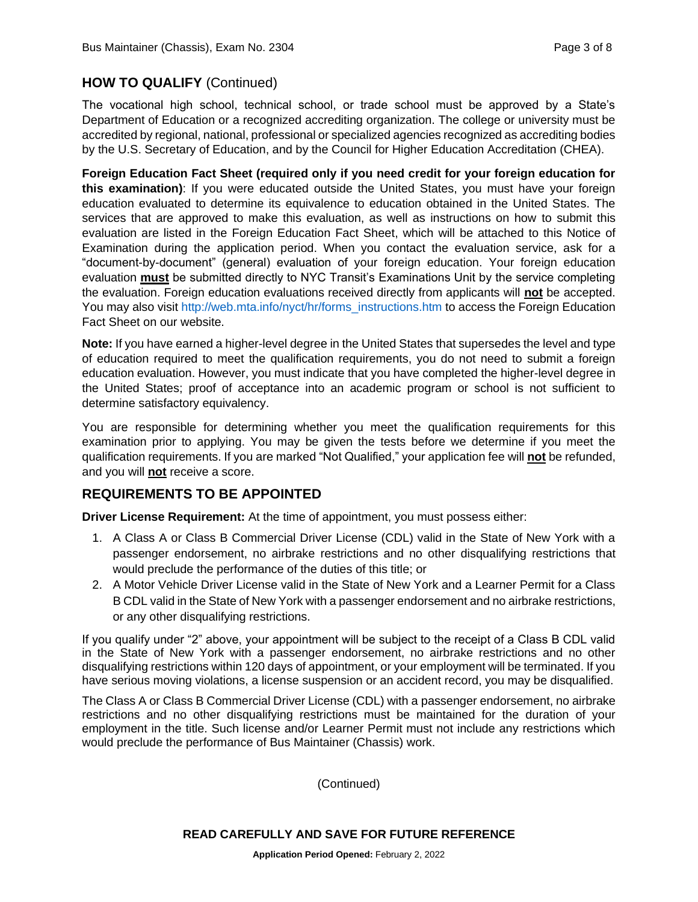## HOW TO QUALIFY (Continued)

The vocational high school, technical school, or trade school must be approved by a State's Department of Education or a recognized accrediting organization. The college or university must be accredited by regional, national, professional or specialized agencies recognized as accrediting bodies by the U.S. Secretary of Education, and by the Council for Higher Education Accreditation (CHEA).

**Foreign Education Fact Sheet (required only if you need credit for your foreign education for this examination)**: If you were educated outside the United States, you must have your foreign education evaluated to determine its equivalence to education obtained in the United States. The services that are approved to make this evaluation, as well as instructions on how to submit this evaluation are listed in the Foreign Education Fact Sheet, which will be attached to this Notice of Examination during the application period. When you contact the evaluation service, ask for a "document-by-document" (general) evaluation of your foreign education. Your foreign education evaluation **must** be submitted directly to NYC Transit's Examinations Unit by the service completing the evaluation. Foreign education evaluations received directly from applicants will **not** be accepted. You may also visit http://web.mta.info/nyct/hr/forms_instructions.htm to access the Foreign Education Fact Sheet on our website.

**Note:** If you have earned a higher-level degree in the United States that supersedes the level and type of education required to meet the qualification requirements, you do not need to submit a foreign education evaluation. However, you must indicate that you have completed the higher-level degree in the United States; proof of acceptance into an academic program or school is not sufficient to determine satisfactory equivalency.

You are responsible for determining whether you meet the qualification requirements for this examination prior to applying. You may be given the tests before we determine if you meet the qualification requirements. If you are marked "Not Qualified," your application fee will **not** be refunded, and you will **not** receive a score.

## REQUIREMENTS TO BE APPOINTED

**Driver License Requirement:** At the time of appointment, you must possess either:

1. A Class A or Class B Commercial Driver License (CDL) valid in the State of New York with a passenger endorsement, no airbrake restrictions and no other disqualifying restrictions that would preclude the performance of the duties of this title; or
2. A Motor Vehicle Driver License valid in the State of New York and a Learner Permit for a Class B CDL valid in the State of New York with a passenger endorsement and no airbrake restrictions, or any other disqualifying restrictions.

If you qualify under "2" above, your appointment will be subject to the receipt of a Class B CDL valid in the State of New York with a passenger endorsement, no airbrake restrictions and no other disqualifying restrictions within 120 days of appointment, or your employment will be terminated. If you have serious moving violations, a license suspension or an accident record, you may be disqualified.

The Class A or Class B Commercial Driver License (CDL) with a passenger endorsement, no airbrake restrictions and no other disqualifying restrictions must be maintained for the duration of your employment in the title. Such license and/or Learner Permit must not include any restrictions which would preclude the performance of Bus Maintainer (Chassis) work.

(Continued)

**READ CAREFULLY AND SAVE FOR FUTURE REFERENCE**

**Application Period Opened:** February 2, 2022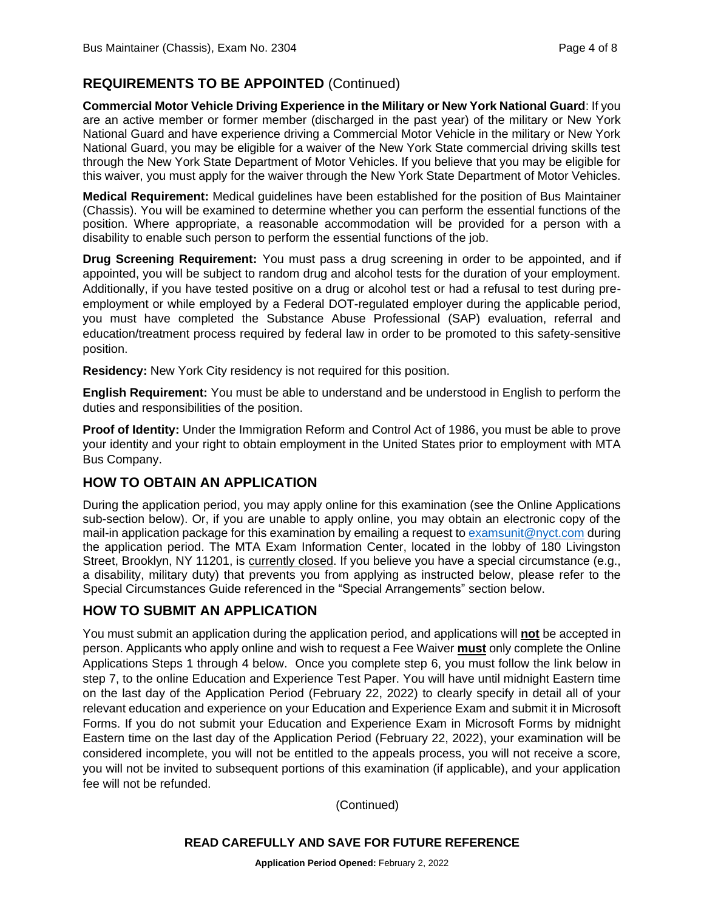## REQUIREMENTS TO BE APPOINTED (Continued)

**Commercial Motor Vehicle Driving Experience in the Military or New York National Guard**: If you are an active member or former member (discharged in the past year) of the military or New York National Guard and have experience driving a Commercial Motor Vehicle in the military or New York National Guard, you may be eligible for a waiver of the New York State commercial driving skills test through the New York State Department of Motor Vehicles. If you believe that you may be eligible for this waiver, you must apply for the waiver through the New York State Department of Motor Vehicles.

**Medical Requirement:** Medical guidelines have been established for the position of Bus Maintainer (Chassis). You will be examined to determine whether you can perform the essential functions of the position. Where appropriate, a reasonable accommodation will be provided for a person with a disability to enable such person to perform the essential functions of the job.

**Drug Screening Requirement:** You must pass a drug screening in order to be appointed, and if appointed, you will be subject to random drug and alcohol tests for the duration of your employment. Additionally, if you have tested positive on a drug or alcohol test or had a refusal to test during pre-employment or while employed by a Federal DOT-regulated employer during the applicable period, you must have completed the Substance Abuse Professional (SAP) evaluation, referral and education/treatment process required by federal law in order to be promoted to this safety-sensitive position.

**Residency:** New York City residency is not required for this position.

**English Requirement:** You must be able to understand and be understood in English to perform the duties and responsibilities of the position.

**Proof of Identity:** Under the Immigration Reform and Control Act of 1986, you must be able to prove your identity and your right to obtain employment in the United States prior to employment with MTA Bus Company.

## HOW TO OBTAIN AN APPLICATION

During the application period, you may apply online for this examination (see the Online Applications sub-section below). Or, if you are unable to apply online, you may obtain an electronic copy of the mail-in application package for this examination by emailing a request to examsunit@nyct.com during the application period. The MTA Exam Information Center, located in the lobby of 180 Livingston Street, Brooklyn, NY 11201, is currently closed. If you believe you have a special circumstance (e.g., a disability, military duty) that prevents you from applying as instructed below, please refer to the Special Circumstances Guide referenced in the "Special Arrangements" section below.

## HOW TO SUBMIT AN APPLICATION

You must submit an application during the application period, and applications will **not** be accepted in person. Applicants who apply online and wish to request a Fee Waiver **must** only complete the Online Applications Steps 1 through 4 below. Once you complete step 6, you must follow the link below in step 7, to the online Education and Experience Test Paper. You will have until midnight Eastern time on the last day of the Application Period (February 22, 2022) to clearly specify in detail all of your relevant education and experience on your Education and Experience Exam and submit it in Microsoft Forms. If you do not submit your Education and Experience Exam in Microsoft Forms by midnight Eastern time on the last day of the Application Period (February 22, 2022), your examination will be considered incomplete, you will not be entitled to the appeals process, you will not receive a score, you will not be invited to subsequent portions of this examination (if applicable), and your application fee will not be refunded.

(Continued)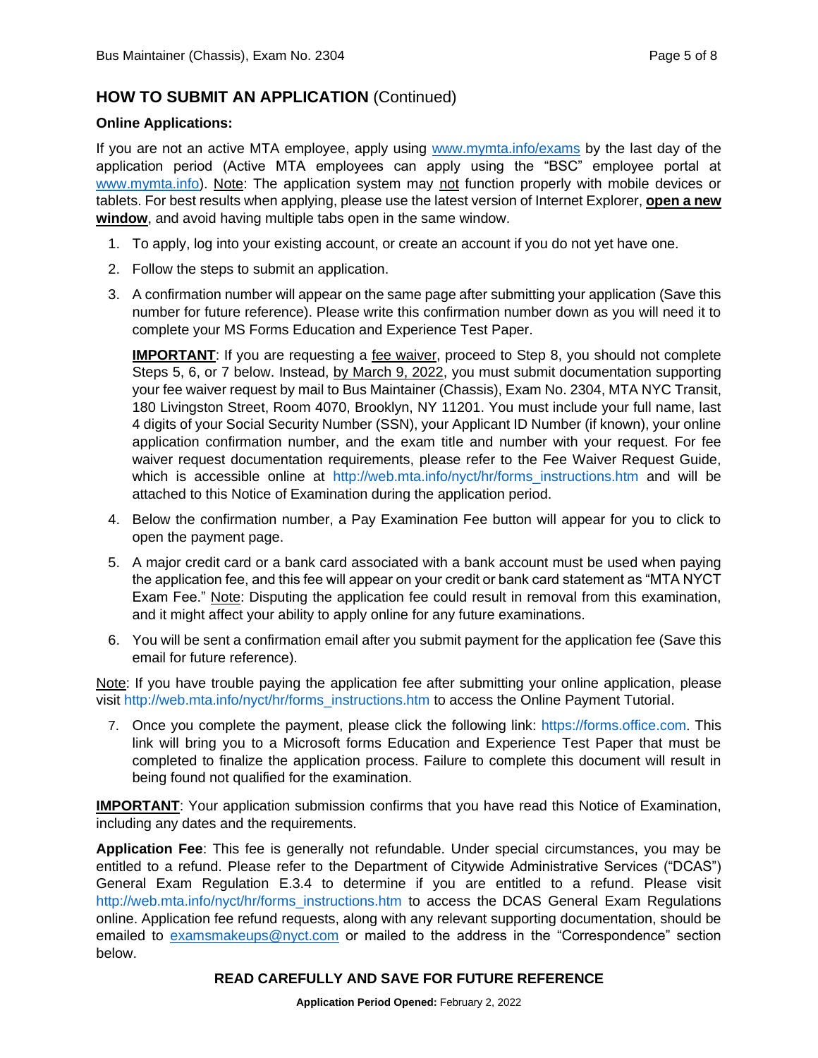## HOW TO SUBMIT AN APPLICATION (Continued)

**Online Applications:**

If you are not an active MTA employee, apply using www.mymta.info/exams by the last day of the application period (Active MTA employees can apply using the "BSC" employee portal at www.mymta.info). Note: The application system may not function properly with mobile devices or tablets. For best results when applying, please use the latest version of Internet Explorer, **open a new window**, and avoid having multiple tabs open in the same window.

1. To apply, log into your existing account, or create an account if you do not yet have one.
2. Follow the steps to submit an application.
3. A confirmation number will appear on the same page after submitting your application (Save this number for future reference). Please write this confirmation number down as you will need it to complete your MS Forms Education and Experience Test Paper.

   **IMPORTANT**: If you are requesting a fee waiver, proceed to Step 8, you should not complete Steps 5, 6, or 7 below. Instead, by March 9, 2022, you must submit documentation supporting your fee waiver request by mail to Bus Maintainer (Chassis), Exam No. 2304, MTA NYC Transit, 180 Livingston Street, Room 4070, Brooklyn, NY 11201. You must include your full name, last 4 digits of your Social Security Number (SSN), your Applicant ID Number (if known), your online application confirmation number, and the exam title and number with your request. For fee waiver request documentation requirements, please refer to the Fee Waiver Request Guide, which is accessible online at http://web.mta.info/nyct/hr/forms_instructions.htm and will be attached to this Notice of Examination during the application period.

4. Below the confirmation number, a Pay Examination Fee button will appear for you to click to open the payment page.
5. A major credit card or a bank card associated with a bank account must be used when paying the application fee, and this fee will appear on your credit or bank card statement as "MTA NYCT Exam Fee." Note: Disputing the application fee could result in removal from this examination, and it might affect your ability to apply online for any future examinations.
6. You will be sent a confirmation email after you submit payment for the application fee (Save this email for future reference).

Note: If you have trouble paying the application fee after submitting your online application, please visit http://web.mta.info/nyct/hr/forms_instructions.htm to access the Online Payment Tutorial.

7. Once you complete the payment, please click the following link: https://forms.office.com. This link will bring you to a Microsoft forms Education and Experience Test Paper that must be completed to finalize the application process. Failure to complete this document will result in being found not qualified for the examination.

**IMPORTANT**: Your application submission confirms that you have read this Notice of Examination, including any dates and the requirements.

**Application Fee**: This fee is generally not refundable. Under special circumstances, you may be entitled to a refund. Please refer to the Department of Citywide Administrative Services ("DCAS") General Exam Regulation E.3.4 to determine if you are entitled to a refund. Please visit http://web.mta.info/nyct/hr/forms_instructions.htm to access the DCAS General Exam Regulations online. Application fee refund requests, along with any relevant supporting documentation, should be emailed to examsmakeups@nyct.com or mailed to the address in the "Correspondence" section below.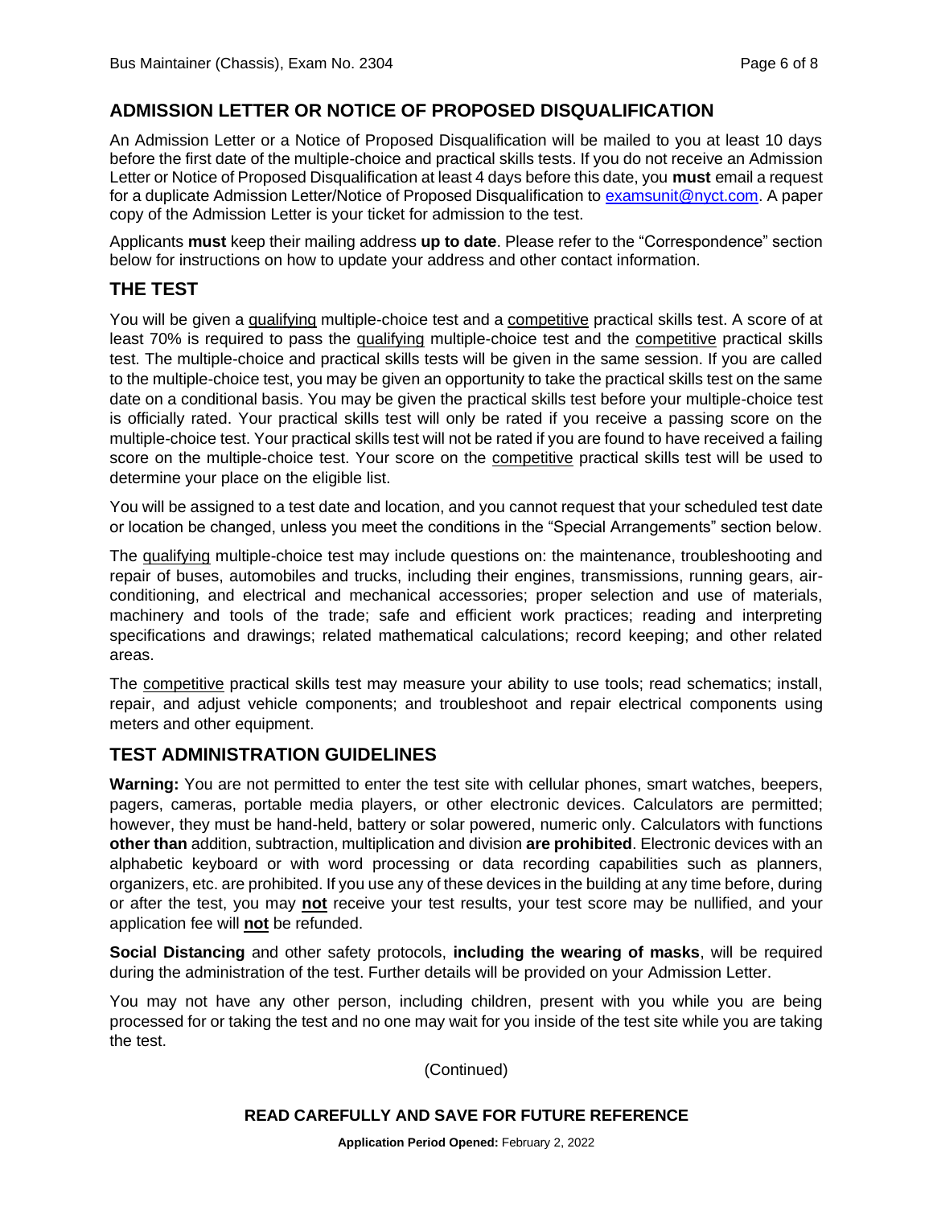## ADMISSION LETTER OR NOTICE OF PROPOSED DISQUALIFICATION

An Admission Letter or a Notice of Proposed Disqualification will be mailed to you at least 10 days before the first date of the multiple-choice and practical skills tests. If you do not receive an Admission Letter or Notice of Proposed Disqualification at least 4 days before this date, you **must** email a request for a duplicate Admission Letter/Notice of Proposed Disqualification to [examsunit@nyct.com](mailto:examsunit@nyct.com). A paper copy of the Admission Letter is your ticket for admission to the test.

Applicants **must** keep their mailing address **up to date**. Please refer to the "Correspondence" section below for instructions on how to update your address and other contact information.

## THE TEST

You will be given a <u>qualifying</u> multiple-choice test and a <u>competitive</u> practical skills test. A score of at least 70% is required to pass the <u>qualifying</u> multiple-choice test and the <u>competitive</u> practical skills test. The multiple-choice and practical skills tests will be given in the same session. If you are called to the multiple-choice test, you may be given an opportunity to take the practical skills test on the same date on a conditional basis. You may be given the practical skills test before your multiple-choice test is officially rated. Your practical skills test will only be rated if you receive a passing score on the multiple-choice test. Your practical skills test will not be rated if you are found to have received a failing score on the multiple-choice test. Your score on the <u>competitive</u> practical skills test will be used to determine your place on the eligible list.

You will be assigned to a test date and location, and you cannot request that your scheduled test date or location be changed, unless you meet the conditions in the "Special Arrangements" section below.

The <u>qualifying</u> multiple-choice test may include questions on: the maintenance, troubleshooting and repair of buses, automobiles and trucks, including their engines, transmissions, running gears, air-conditioning, and electrical and mechanical accessories; proper selection and use of materials, machinery and tools of the trade; safe and efficient work practices; reading and interpreting specifications and drawings; related mathematical calculations; record keeping; and other related areas.

The <u>competitive</u> practical skills test may measure your ability to use tools; read schematics; install, repair, and adjust vehicle components; and troubleshoot and repair electrical components using meters and other equipment.

## TEST ADMINISTRATION GUIDELINES

**Warning:** You are not permitted to enter the test site with cellular phones, smart watches, beepers, pagers, cameras, portable media players, or other electronic devices. Calculators are permitted; however, they must be hand-held, battery or solar powered, numeric only. Calculators with functions **other than** addition, subtraction, multiplication and division **are prohibited**. Electronic devices with an alphabetic keyboard or with word processing or data recording capabilities such as planners, organizers, etc. are prohibited. If you use any of these devices in the building at any time before, during or after the test, you may **<u>not</u>** receive your test results, your test score may be nullified, and your application fee will **<u>not</u>** be refunded.

**Social Distancing** and other safety protocols, **including the wearing of masks**, will be required during the administration of the test. Further details will be provided on your Admission Letter.

You may not have any other person, including children, present with you while you are being processed for or taking the test and no one may wait for you inside of the test site while you are taking the test.

(Continued)

**READ CAREFULLY AND SAVE FOR FUTURE REFERENCE**

**Application Period Opened:** February 2, 2022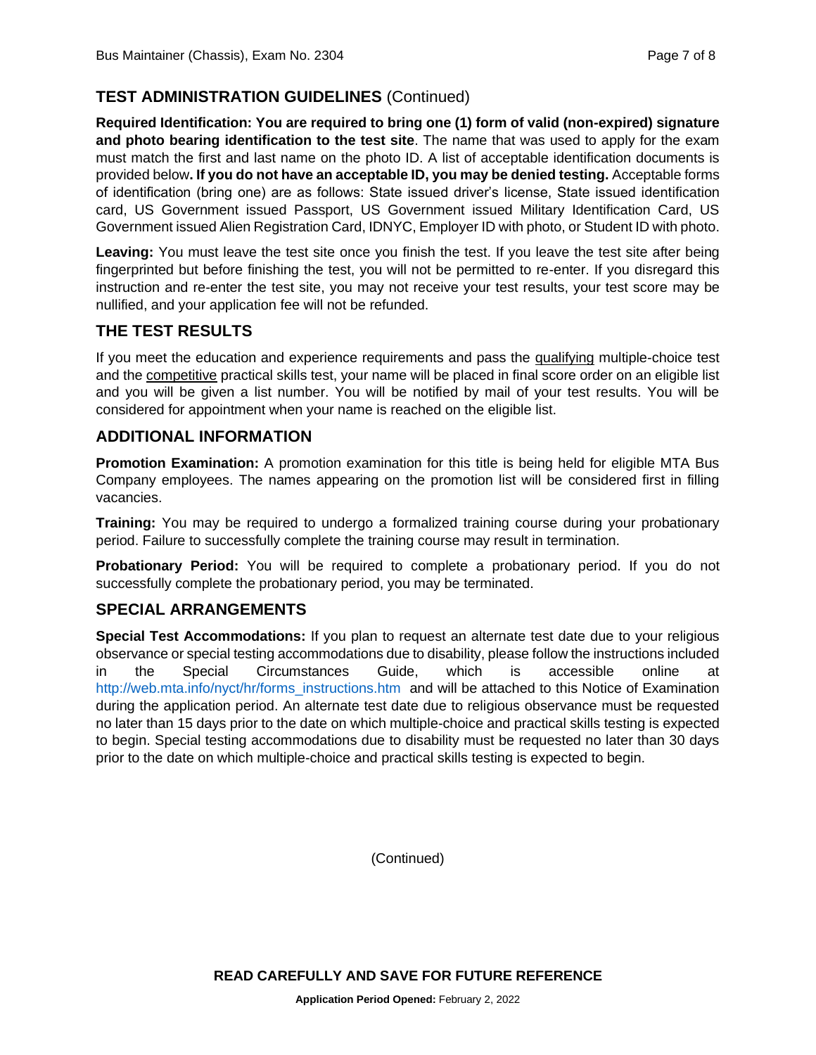## TEST ADMINISTRATION GUIDELINES (Continued)

**Required Identification: You are required to bring one (1) form of valid (non-expired) signature and photo bearing identification to the test site**. The name that was used to apply for the exam must match the first and last name on the photo ID. A list of acceptable identification documents is provided below**. If you do not have an acceptable ID, you may be denied testing.** Acceptable forms of identification (bring one) are as follows: State issued driver's license, State issued identification card, US Government issued Passport, US Government issued Military Identification Card, US Government issued Alien Registration Card, IDNYC, Employer ID with photo, or Student ID with photo.

**Leaving:** You must leave the test site once you finish the test. If you leave the test site after being fingerprinted but before finishing the test, you will not be permitted to re-enter. If you disregard this instruction and re-enter the test site, you may not receive your test results, your test score may be nullified, and your application fee will not be refunded.

## THE TEST RESULTS

If you meet the education and experience requirements and pass the qualifying multiple-choice test and the competitive practical skills test, your name will be placed in final score order on an eligible list and you will be given a list number. You will be notified by mail of your test results. You will be considered for appointment when your name is reached on the eligible list.

## ADDITIONAL INFORMATION

**Promotion Examination:** A promotion examination for this title is being held for eligible MTA Bus Company employees. The names appearing on the promotion list will be considered first in filling vacancies.

**Training:** You may be required to undergo a formalized training course during your probationary period. Failure to successfully complete the training course may result in termination.

**Probationary Period:** You will be required to complete a probationary period. If you do not successfully complete the probationary period, you may be terminated.

## SPECIAL ARRANGEMENTS

**Special Test Accommodations:** If you plan to request an alternate test date due to your religious observance or special testing accommodations due to disability, please follow the instructions included in the Special Circumstances Guide, which is accessible online at http://web.mta.info/nyct/hr/forms_instructions.htm and will be attached to this Notice of Examination during the application period. An alternate test date due to religious observance must be requested no later than 15 days prior to the date on which multiple-choice and practical skills testing is expected to begin. Special testing accommodations due to disability must be requested no later than 30 days prior to the date on which multiple-choice and practical skills testing is expected to begin.

(Continued)

**READ CAREFULLY AND SAVE FOR FUTURE REFERENCE**

**Application Period Opened:** February 2, 2022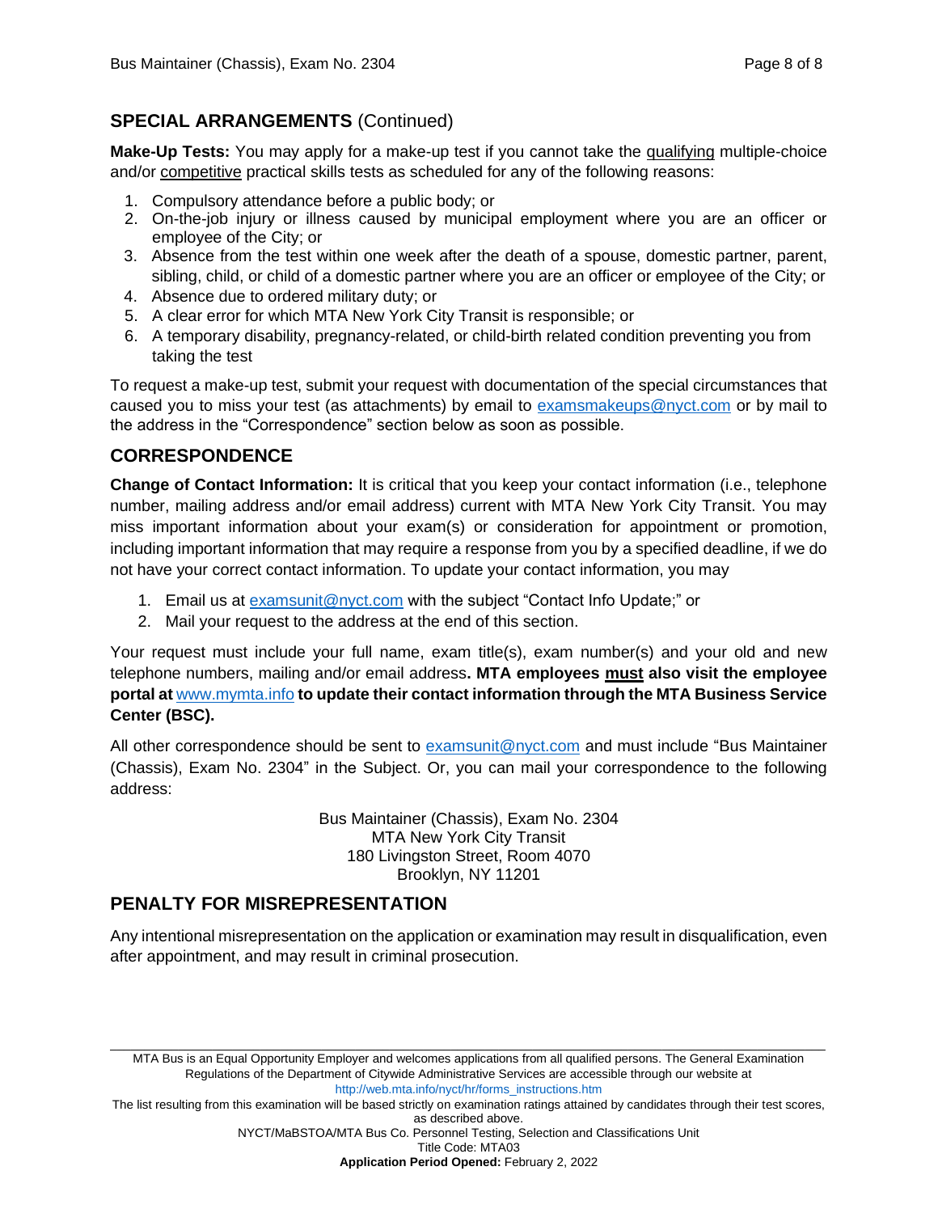## SPECIAL ARRANGEMENTS (Continued)

**Make-Up Tests:** You may apply for a make-up test if you cannot take the qualifying multiple-choice and/or competitive practical skills tests as scheduled for any of the following reasons:

1. Compulsory attendance before a public body; or
2. On-the-job injury or illness caused by municipal employment where you are an officer or employee of the City; or
3. Absence from the test within one week after the death of a spouse, domestic partner, parent, sibling, child, or child of a domestic partner where you are an officer or employee of the City; or
4. Absence due to ordered military duty; or
5. A clear error for which MTA New York City Transit is responsible; or
6. A temporary disability, pregnancy-related, or child-birth related condition preventing you from taking the test

To request a make-up test, submit your request with documentation of the special circumstances that caused you to miss your test (as attachments) by email to examsmakeups@nyct.com or by mail to the address in the "Correspondence" section below as soon as possible.

## CORRESPONDENCE

**Change of Contact Information:** It is critical that you keep your contact information (i.e., telephone number, mailing address and/or email address) current with MTA New York City Transit. You may miss important information about your exam(s) or consideration for appointment or promotion, including important information that may require a response from you by a specified deadline, if we do not have your correct contact information. To update your contact information, you may

1. Email us at examsunit@nyct.com with the subject "Contact Info Update;" or
2. Mail your request to the address at the end of this section.

Your request must include your full name, exam title(s), exam number(s) and your old and new telephone numbers, mailing and/or email address**. MTA employees must also visit the employee portal at** www.mymta.info **to update their contact information through the MTA Business Service Center (BSC).**

All other correspondence should be sent to examsunit@nyct.com and must include "Bus Maintainer (Chassis), Exam No. 2304" in the Subject. Or, you can mail your correspondence to the following address:

Bus Maintainer (Chassis), Exam No. 2304
MTA New York City Transit
180 Livingston Street, Room 4070
Brooklyn, NY 11201

## PENALTY FOR MISREPRESENTATION

Any intentional misrepresentation on the application or examination may result in disqualification, even after appointment, and may result in criminal prosecution.

MTA Bus is an Equal Opportunity Employer and welcomes applications from all qualified persons. The General Examination Regulations of the Department of Citywide Administrative Services are accessible through our website at http://web.mta.info/nyct/hr/forms_instructions.htm

The list resulting from this examination will be based strictly on examination ratings attained by candidates through their test scores, as described above.

NYCT/MaBSTOA/MTA Bus Co. Personnel Testing, Selection and Classifications Unit

Title Code: MTA03

**Application Period Opened:** February 2, 2022